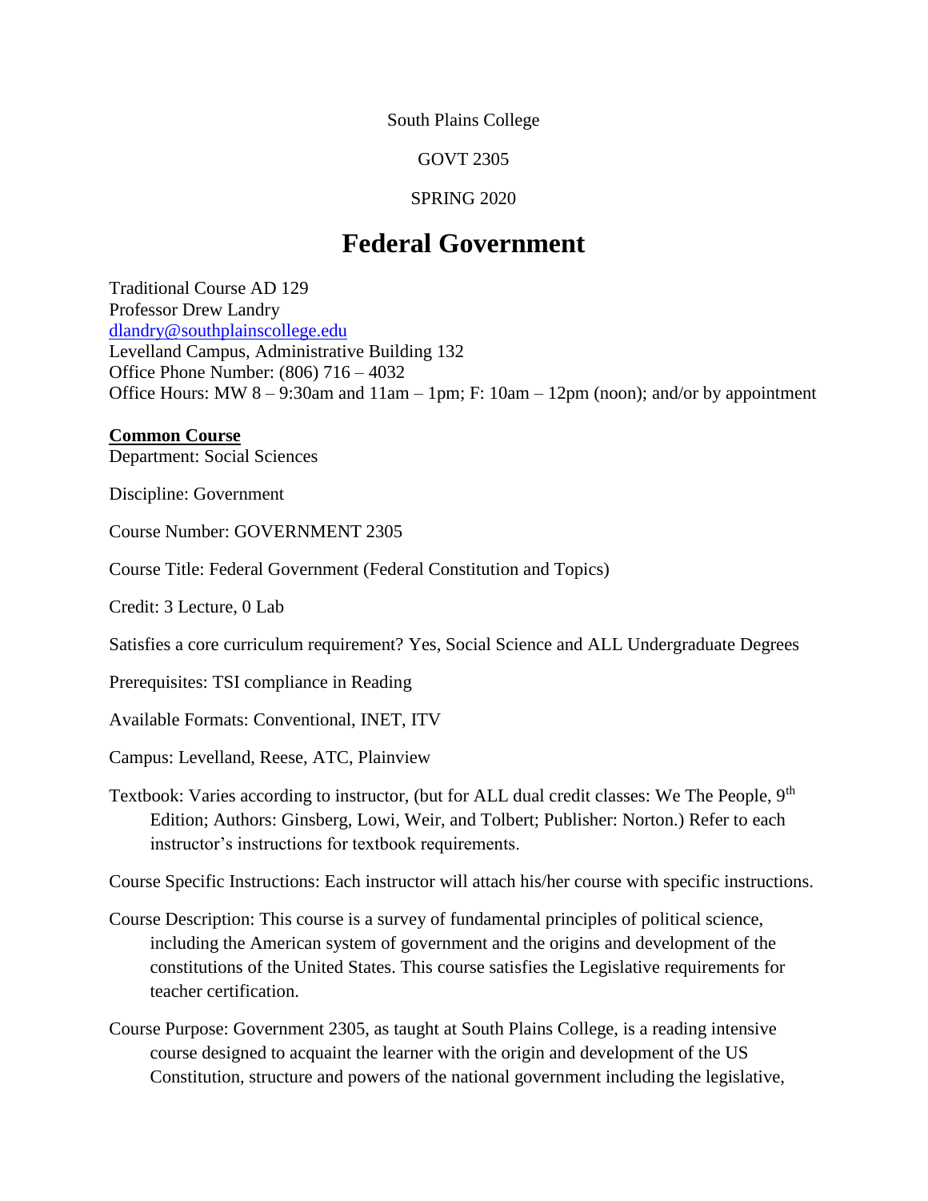South Plains College

GOVT 2305

SPRING 2020

# Federal Government

Traditional Course AD 129
Professor Drew Landry
dlandry@southplainscollege.edu
Levelland Campus, Administrative Building 132
Office Phone Number: (806) 716 – 4032
Office Hours: MW 8 – 9:30am and 11am – 1pm; F: 10am – 12pm (noon); and/or by appointment

**Common Course**

Department: Social Sciences

Discipline: Government

Course Number: GOVERNMENT 2305

Course Title: Federal Government (Federal Constitution and Topics)

Credit: 3 Lecture, 0 Lab

Satisfies a core curriculum requirement? Yes, Social Science and ALL Undergraduate Degrees

Prerequisites: TSI compliance in Reading

Available Formats: Conventional, INET, ITV

Campus: Levelland, Reese, ATC, Plainview

Textbook: Varies according to instructor, (but for ALL dual credit classes: We The People, 9th Edition; Authors: Ginsberg, Lowi, Weir, and Tolbert; Publisher: Norton.) Refer to each instructor's instructions for textbook requirements.

Course Specific Instructions: Each instructor will attach his/her course with specific instructions.

Course Description: This course is a survey of fundamental principles of political science, including the American system of government and the origins and development of the constitutions of the United States. This course satisfies the Legislative requirements for teacher certification.

Course Purpose: Government 2305, as taught at South Plains College, is a reading intensive course designed to acquaint the learner with the origin and development of the US Constitution, structure and powers of the national government including the legislative,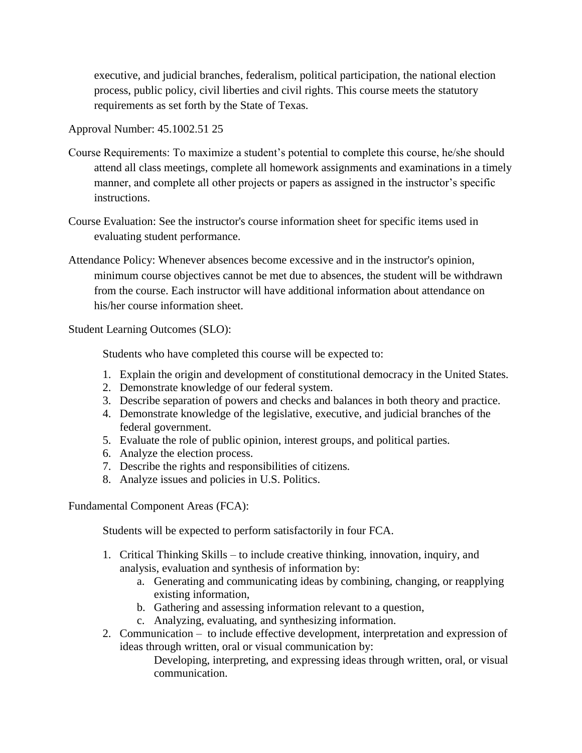executive, and judicial branches, federalism, political participation, the national election process, public policy, civil liberties and civil rights. This course meets the statutory requirements as set forth by the State of Texas.

Approval Number: 45.1002.51 25

Course Requirements: To maximize a student's potential to complete this course, he/she should attend all class meetings, complete all homework assignments and examinations in a timely manner, and complete all other projects or papers as assigned in the instructor's specific instructions.

Course Evaluation: See the instructor's course information sheet for specific items used in evaluating student performance.

Attendance Policy: Whenever absences become excessive and in the instructor's opinion, minimum course objectives cannot be met due to absences, the student will be withdrawn from the course. Each instructor will have additional information about attendance on his/her course information sheet.

Student Learning Outcomes (SLO):

Students who have completed this course will be expected to:

1. Explain the origin and development of constitutional democracy in the United States.
2. Demonstrate knowledge of our federal system.
3. Describe separation of powers and checks and balances in both theory and practice.
4. Demonstrate knowledge of the legislative, executive, and judicial branches of the federal government.
5. Evaluate the role of public opinion, interest groups, and political parties.
6. Analyze the election process.
7. Describe the rights and responsibilities of citizens.
8. Analyze issues and policies in U.S. Politics.

Fundamental Component Areas (FCA):

Students will be expected to perform satisfactorily in four FCA.

1. Critical Thinking Skills – to include creative thinking, innovation, inquiry, and analysis, evaluation and synthesis of information by:
    a. Generating and communicating ideas by combining, changing, or reapplying existing information,
    b. Gathering and assessing information relevant to a question,
    c. Analyzing, evaluating, and synthesizing information.
2. Communication – to include effective development, interpretation and expression of ideas through written, oral or visual communication by:

    Developing, interpreting, and expressing ideas through written, oral, or visual communication.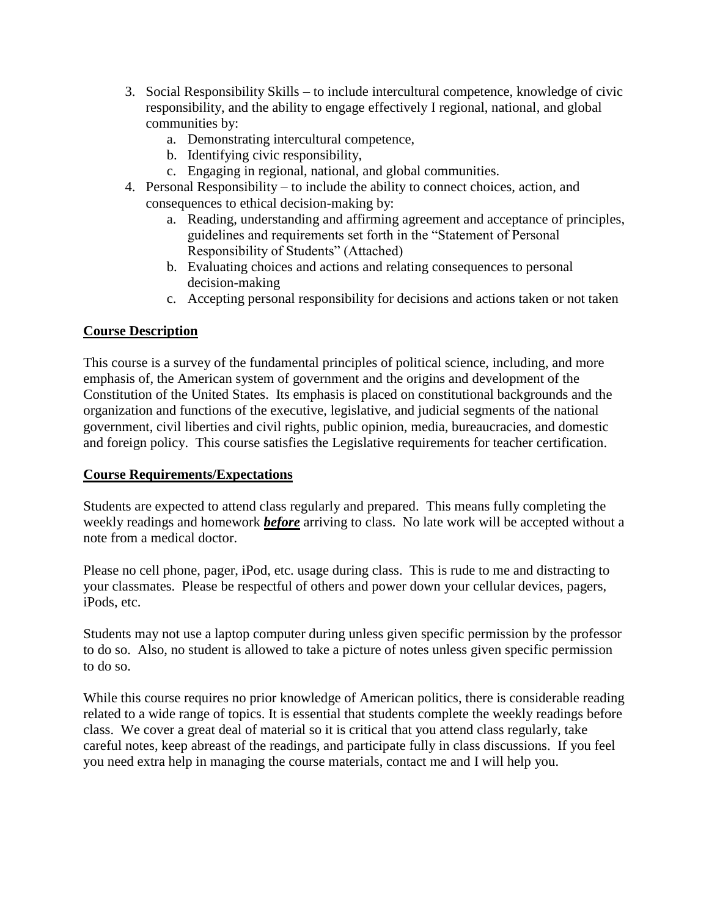3. Social Responsibility Skills – to include intercultural competence, knowledge of civic responsibility, and the ability to engage effectively I regional, national, and global communities by:
    a. Demonstrating intercultural competence,
    b. Identifying civic responsibility,
    c. Engaging in regional, national, and global communities.
4. Personal Responsibility – to include the ability to connect choices, action, and consequences to ethical decision-making by:
    a. Reading, understanding and affirming agreement and acceptance of principles, guidelines and requirements set forth in the "Statement of Personal Responsibility of Students" (Attached)
    b. Evaluating choices and actions and relating consequences to personal decision-making
    c. Accepting personal responsibility for decisions and actions taken or not taken

## Course Description

This course is a survey of the fundamental principles of political science, including, and more emphasis of, the American system of government and the origins and development of the Constitution of the United States. Its emphasis is placed on constitutional backgrounds and the organization and functions of the executive, legislative, and judicial segments of the national government, civil liberties and civil rights, public opinion, media, bureaucracies, and domestic and foreign policy. This course satisfies the Legislative requirements for teacher certification.

## Course Requirements/Expectations

Students are expected to attend class regularly and prepared. This means fully completing the weekly readings and homework ***before*** arriving to class. No late work will be accepted without a note from a medical doctor.

Please no cell phone, pager, iPod, etc. usage during class. This is rude to me and distracting to your classmates. Please be respectful of others and power down your cellular devices, pagers, iPods, etc.

Students may not use a laptop computer during unless given specific permission by the professor to do so. Also, no student is allowed to take a picture of notes unless given specific permission to do so.

While this course requires no prior knowledge of American politics, there is considerable reading related to a wide range of topics. It is essential that students complete the weekly readings before class. We cover a great deal of material so it is critical that you attend class regularly, take careful notes, keep abreast of the readings, and participate fully in class discussions. If you feel you need extra help in managing the course materials, contact me and I will help you.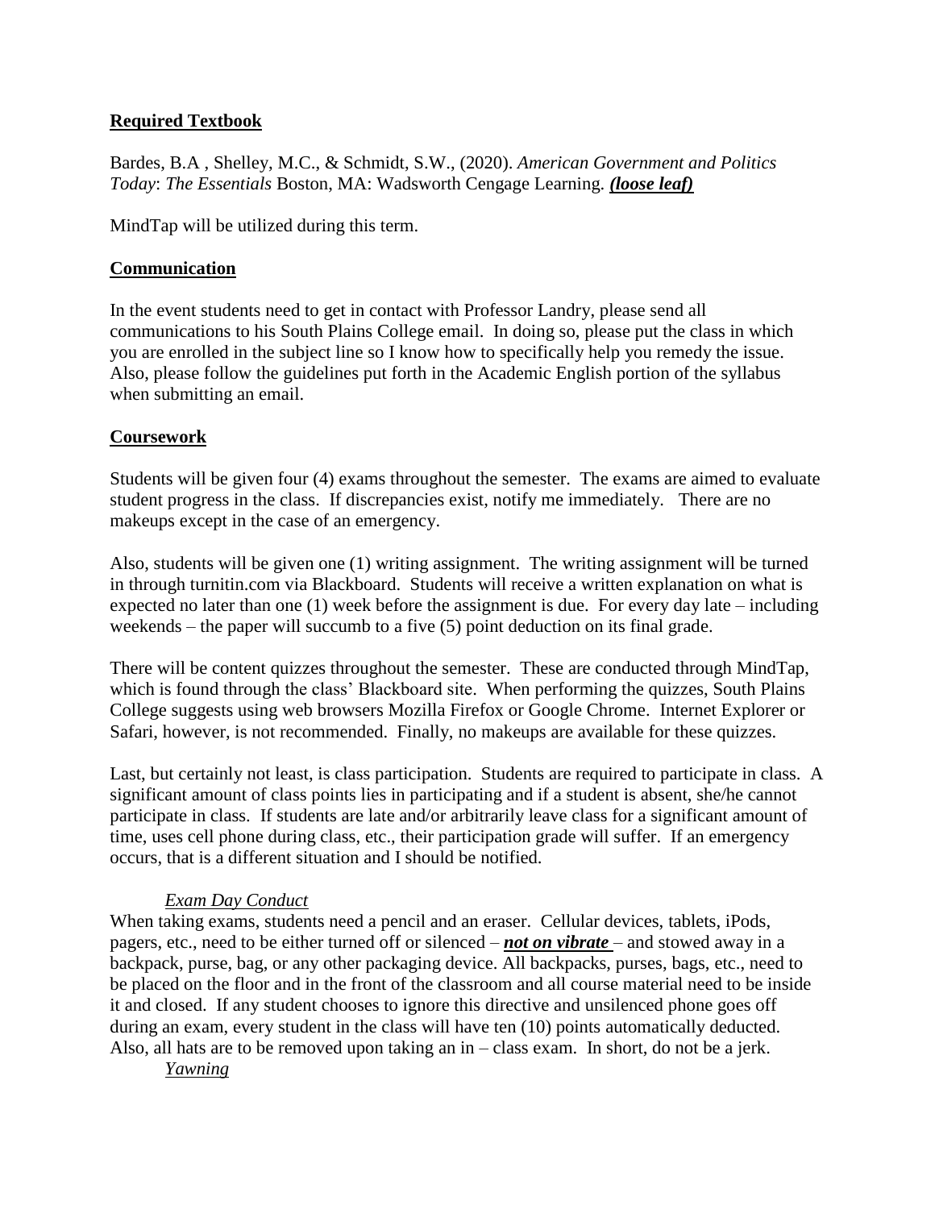## Required Textbook

Bardes, B.A , Shelley, M.C., & Schmidt, S.W., (2020). *American Government and Politics Today*: *The Essentials* Boston, MA: Wadsworth Cengage Learning. ***(loose leaf)***

MindTap will be utilized during this term.

## Communication

In the event students need to get in contact with Professor Landry, please send all communications to his South Plains College email. In doing so, please put the class in which you are enrolled in the subject line so I know how to specifically help you remedy the issue. Also, please follow the guidelines put forth in the Academic English portion of the syllabus when submitting an email.

## Coursework

Students will be given four (4) exams throughout the semester. The exams are aimed to evaluate student progress in the class. If discrepancies exist, notify me immediately. There are no makeups except in the case of an emergency.

Also, students will be given one (1) writing assignment. The writing assignment will be turned in through turnitin.com via Blackboard. Students will receive a written explanation on what is expected no later than one (1) week before the assignment is due. For every day late – including weekends – the paper will succumb to a five (5) point deduction on its final grade.

There will be content quizzes throughout the semester. These are conducted through MindTap, which is found through the class' Blackboard site. When performing the quizzes, South Plains College suggests using web browsers Mozilla Firefox or Google Chrome. Internet Explorer or Safari, however, is not recommended. Finally, no makeups are available for these quizzes.

Last, but certainly not least, is class participation. Students are required to participate in class. A significant amount of class points lies in participating and if a student is absent, she/he cannot participate in class. If students are late and/or arbitrarily leave class for a significant amount of time, uses cell phone during class, etc., their participation grade will suffer. If an emergency occurs, that is a different situation and I should be notified.

### *Exam Day Conduct*

When taking exams, students need a pencil and an eraser. Cellular devices, tablets, iPods, pagers, etc., need to be either turned off or silenced – ***not on vibrate*** – and stowed away in a backpack, purse, bag, or any other packaging device. All backpacks, purses, bags, etc., need to be placed on the floor and in the front of the classroom and all course material need to be inside it and closed. If any student chooses to ignore this directive and unsilenced phone goes off during an exam, every student in the class will have ten (10) points automatically deducted. Also, all hats are to be removed upon taking an in – class exam. In short, do not be a jerk.

### *Yawning*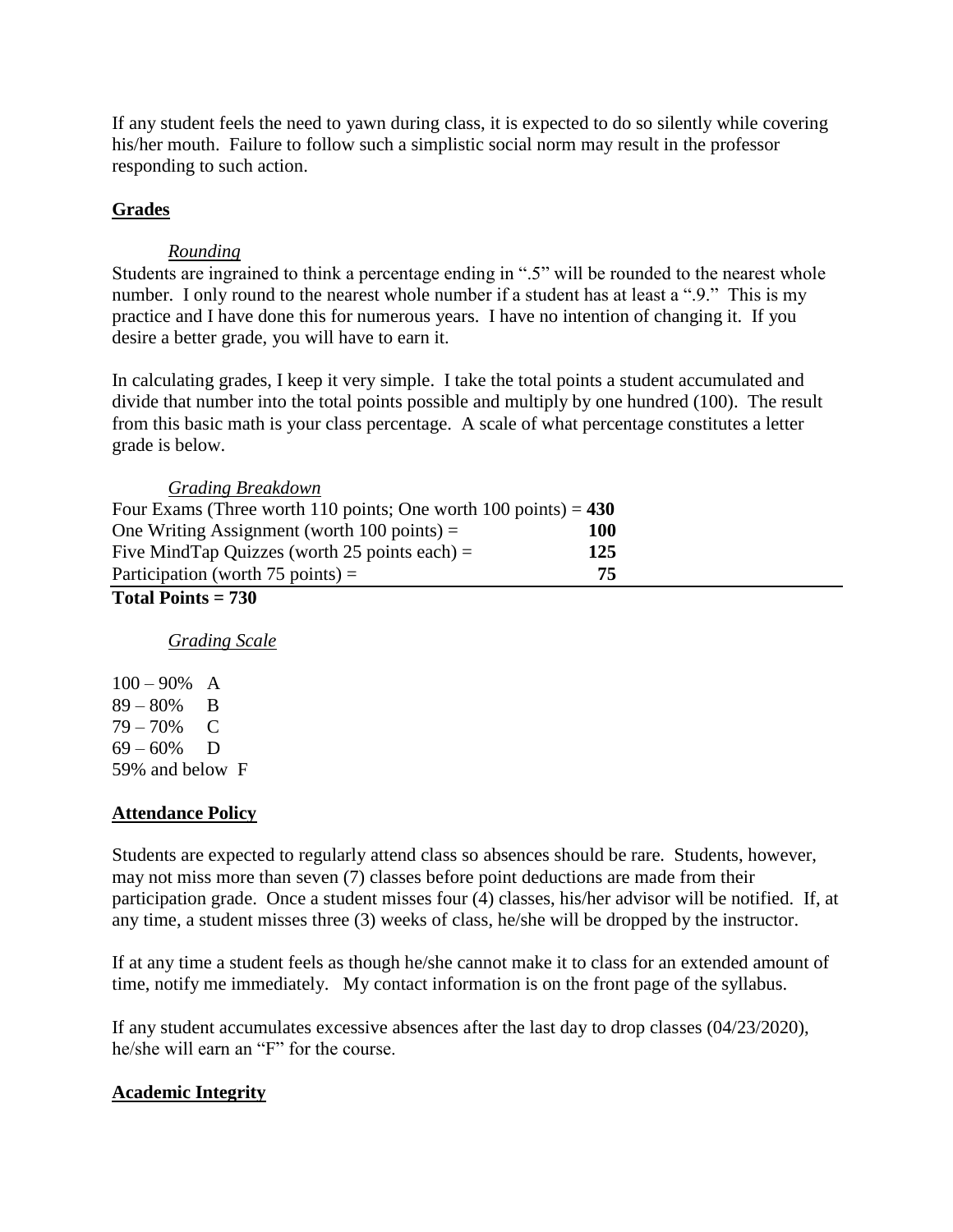If any student feels the need to yawn during class, it is expected to do so silently while covering his/her mouth. Failure to follow such a simplistic social norm may result in the professor responding to such action.

## Grades

### *Rounding*

Students are ingrained to think a percentage ending in ".5" will be rounded to the nearest whole number. I only round to the nearest whole number if a student has at least a ".9." This is my practice and I have done this for numerous years. I have no intention of changing it. If you desire a better grade, you will have to earn it.

In calculating grades, I keep it very simple. I take the total points a student accumulated and divide that number into the total points possible and multiply by one hundred (100). The result from this basic math is your class percentage. A scale of what percentage constitutes a letter grade is below.

### *Grading Breakdown*

| Item | Points |
|---|---|
| Four Exams (Three worth 110 points; One worth 100 points) = | **430** |
| One Writing Assignment (worth 100 points) = | **100** |
| Five MindTap Quizzes (worth 25 points each) = | **125** |
| Participation (worth 75 points) = | **75** |

**Total Points = 730**

### *Grading Scale*

100 – 90% A
89 – 80% B
79 – 70% C
69 – 60% D
59% and below F

## Attendance Policy

Students are expected to regularly attend class so absences should be rare. Students, however, may not miss more than seven (7) classes before point deductions are made from their participation grade. Once a student misses four (4) classes, his/her advisor will be notified. If, at any time, a student misses three (3) weeks of class, he/she will be dropped by the instructor.

If at any time a student feels as though he/she cannot make it to class for an extended amount of time, notify me immediately. My contact information is on the front page of the syllabus.

If any student accumulates excessive absences after the last day to drop classes (04/23/2020), he/she will earn an "F" for the course.

## Academic Integrity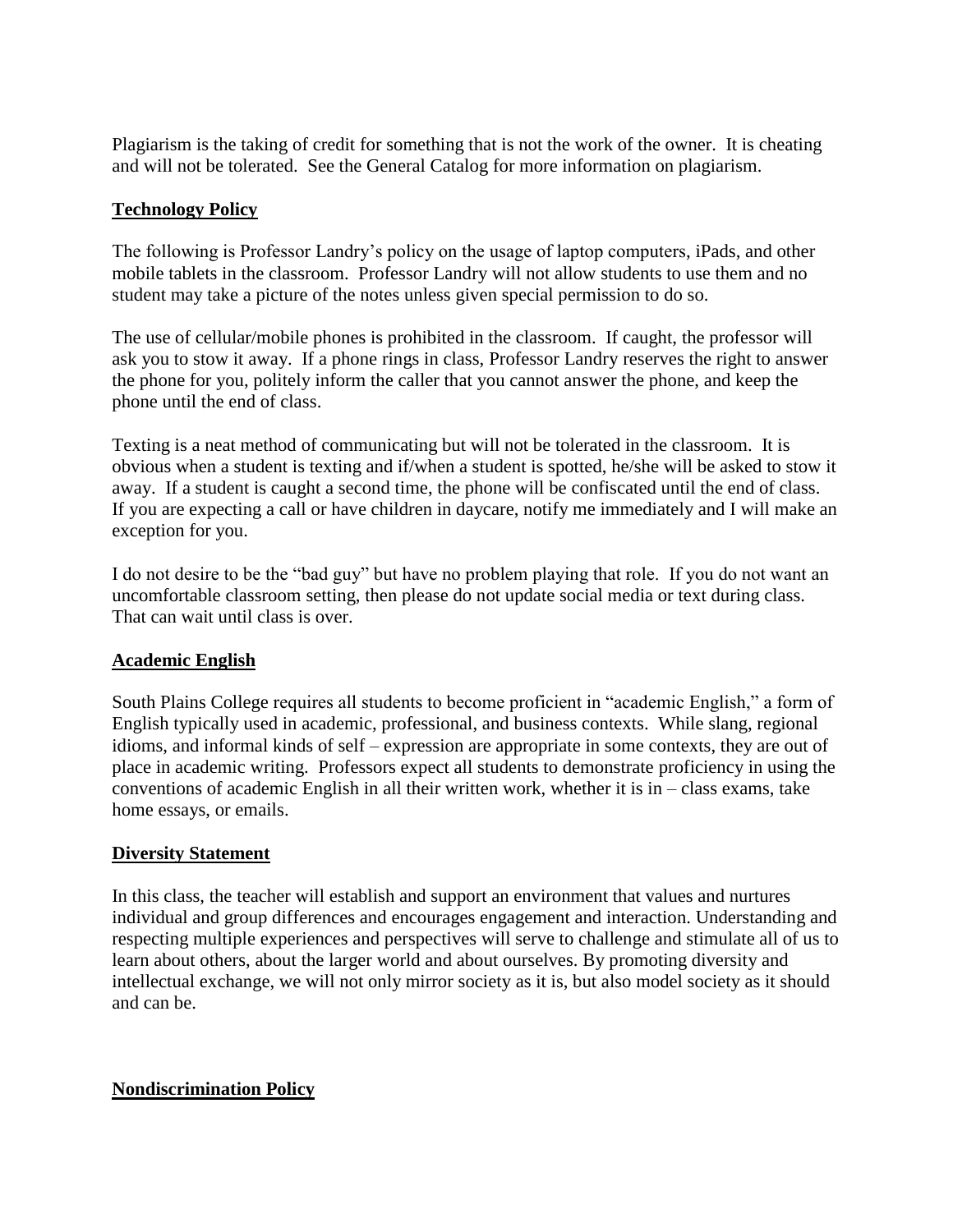Plagiarism is the taking of credit for something that is not the work of the owner. It is cheating and will not be tolerated. See the General Catalog for more information on plagiarism.

**Technology Policy**

The following is Professor Landry's policy on the usage of laptop computers, iPads, and other mobile tablets in the classroom. Professor Landry will not allow students to use them and no student may take a picture of the notes unless given special permission to do so.

The use of cellular/mobile phones is prohibited in the classroom. If caught, the professor will ask you to stow it away. If a phone rings in class, Professor Landry reserves the right to answer the phone for you, politely inform the caller that you cannot answer the phone, and keep the phone until the end of class.

Texting is a neat method of communicating but will not be tolerated in the classroom. It is obvious when a student is texting and if/when a student is spotted, he/she will be asked to stow it away. If a student is caught a second time, the phone will be confiscated until the end of class. If you are expecting a call or have children in daycare, notify me immediately and I will make an exception for you.

I do not desire to be the "bad guy" but have no problem playing that role. If you do not want an uncomfortable classroom setting, then please do not update social media or text during class. That can wait until class is over.

**Academic English**

South Plains College requires all students to become proficient in "academic English," a form of English typically used in academic, professional, and business contexts. While slang, regional idioms, and informal kinds of self – expression are appropriate in some contexts, they are out of place in academic writing. Professors expect all students to demonstrate proficiency in using the conventions of academic English in all their written work, whether it is in – class exams, take home essays, or emails.

**Diversity Statement**

In this class, the teacher will establish and support an environment that values and nurtures individual and group differences and encourages engagement and interaction. Understanding and respecting multiple experiences and perspectives will serve to challenge and stimulate all of us to learn about others, about the larger world and about ourselves. By promoting diversity and intellectual exchange, we will not only mirror society as it is, but also model society as it should and can be.

**Nondiscrimination Policy**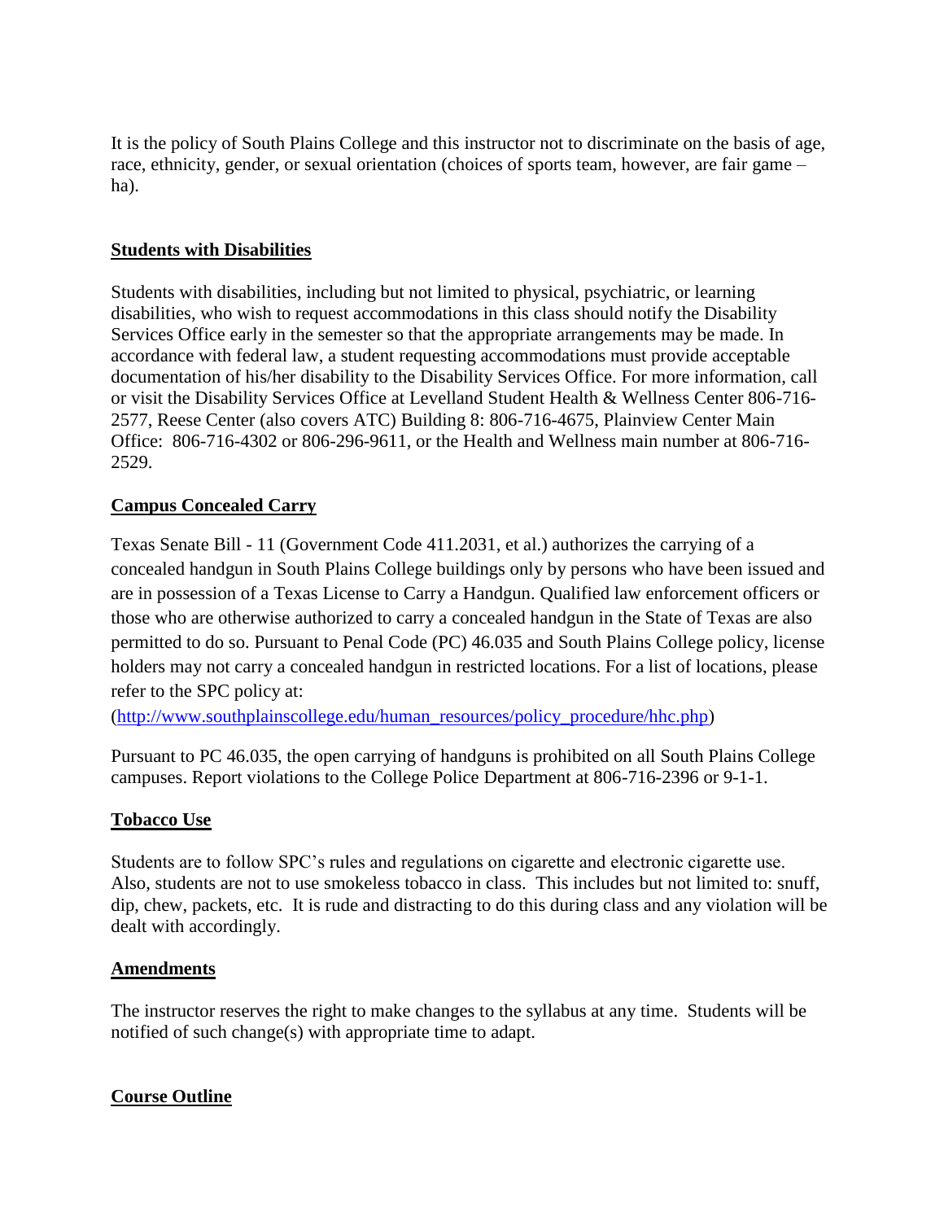It is the policy of South Plains College and this instructor not to discriminate on the basis of age, race, ethnicity, gender, or sexual orientation (choices of sports team, however, are fair game – ha).

## Students with Disabilities

Students with disabilities, including but not limited to physical, psychiatric, or learning disabilities, who wish to request accommodations in this class should notify the Disability Services Office early in the semester so that the appropriate arrangements may be made. In accordance with federal law, a student requesting accommodations must provide acceptable documentation of his/her disability to the Disability Services Office. For more information, call or visit the Disability Services Office at Levelland Student Health & Wellness Center 806-716-2577, Reese Center (also covers ATC) Building 8: 806-716-4675, Plainview Center Main Office: 806-716-4302 or 806-296-9611, or the Health and Wellness main number at 806-716-2529.

## Campus Concealed Carry

Texas Senate Bill - 11 (Government Code 411.2031, et al.) authorizes the carrying of a concealed handgun in South Plains College buildings only by persons who have been issued and are in possession of a Texas License to Carry a Handgun. Qualified law enforcement officers or those who are otherwise authorized to carry a concealed handgun in the State of Texas are also permitted to do so. Pursuant to Penal Code (PC) 46.035 and South Plains College policy, license holders may not carry a concealed handgun in restricted locations. For a list of locations, please refer to the SPC policy at:
(http://www.southplainscollege.edu/human_resources/policy_procedure/hhc.php)

Pursuant to PC 46.035, the open carrying of handguns is prohibited on all South Plains College campuses. Report violations to the College Police Department at 806-716-2396 or 9-1-1.

## Tobacco Use

Students are to follow SPC's rules and regulations on cigarette and electronic cigarette use. Also, students are not to use smokeless tobacco in class. This includes but not limited to: snuff, dip, chew, packets, etc. It is rude and distracting to do this during class and any violation will be dealt with accordingly.

## Amendments

The instructor reserves the right to make changes to the syllabus at any time. Students will be notified of such change(s) with appropriate time to adapt.

## Course Outline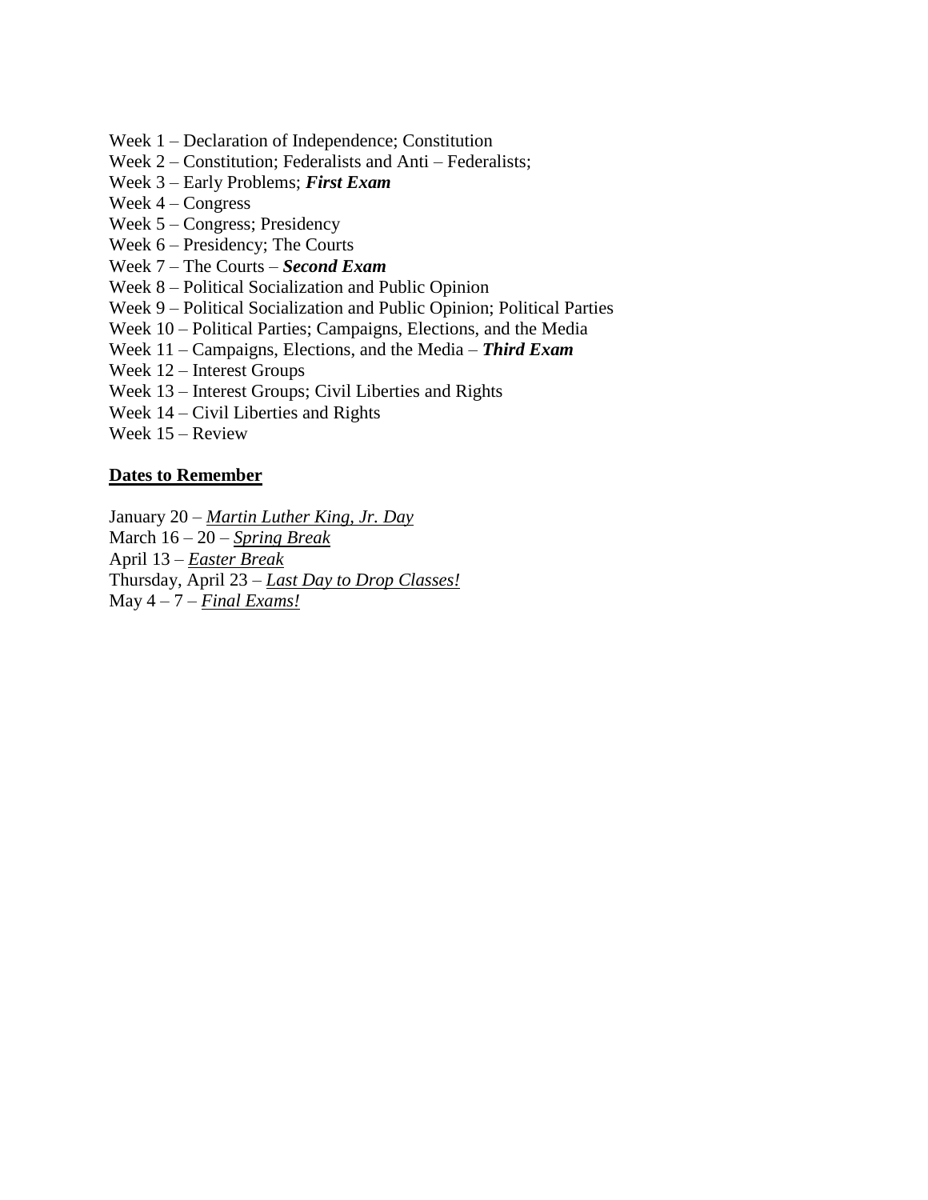Week 1 – Declaration of Independence; Constitution
Week 2 – Constitution; Federalists and Anti – Federalists;
Week 3 – Early Problems; ***First Exam***
Week 4 – Congress
Week 5 – Congress; Presidency
Week 6 – Presidency; The Courts
Week 7 – The Courts – ***Second Exam***
Week 8 – Political Socialization and Public Opinion
Week 9 – Political Socialization and Public Opinion; Political Parties
Week 10 – Political Parties; Campaigns, Elections, and the Media
Week 11 – Campaigns, Elections, and the Media – ***Third Exam***
Week 12 – Interest Groups
Week 13 – Interest Groups; Civil Liberties and Rights
Week 14 – Civil Liberties and Rights
Week 15 – Review

**Dates to Remember**

January 20 – *Martin Luther King, Jr. Day*
March 16 – 20 – *Spring Break*
April 13 – *Easter Break*
Thursday, April 23 – *Last Day to Drop Classes!*
May 4 – 7 – *Final Exams!*